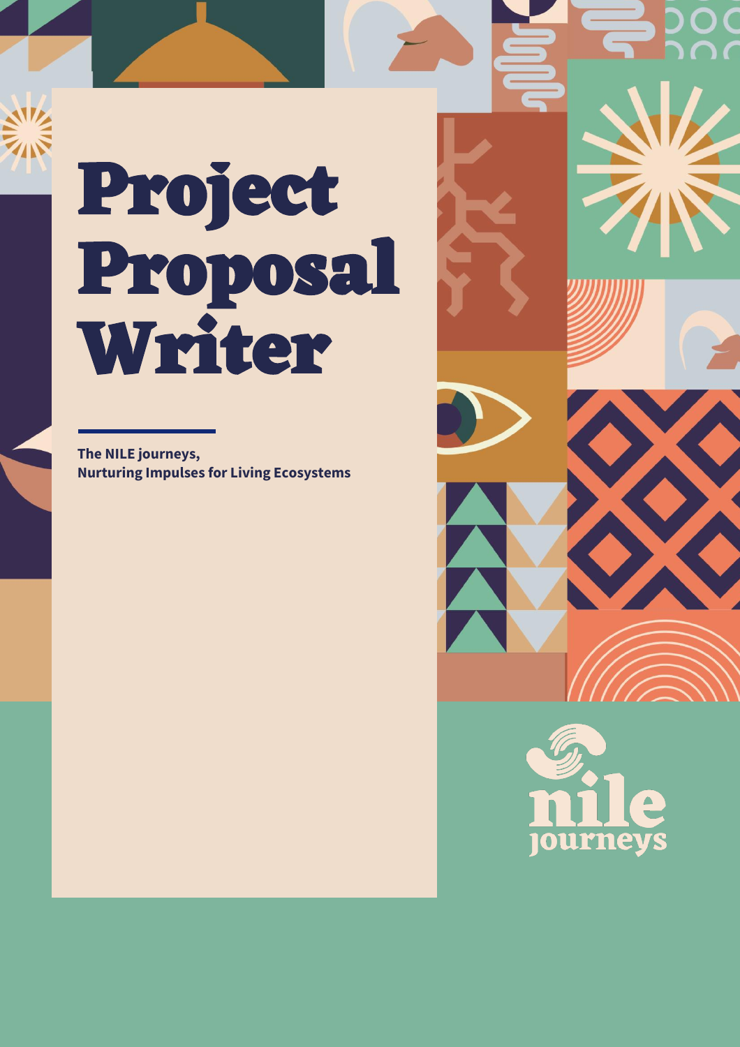# Project Proposal Writer

**The NILE journeys,**
**Nurturing Impulses for Living Ecosystems**

nile journeys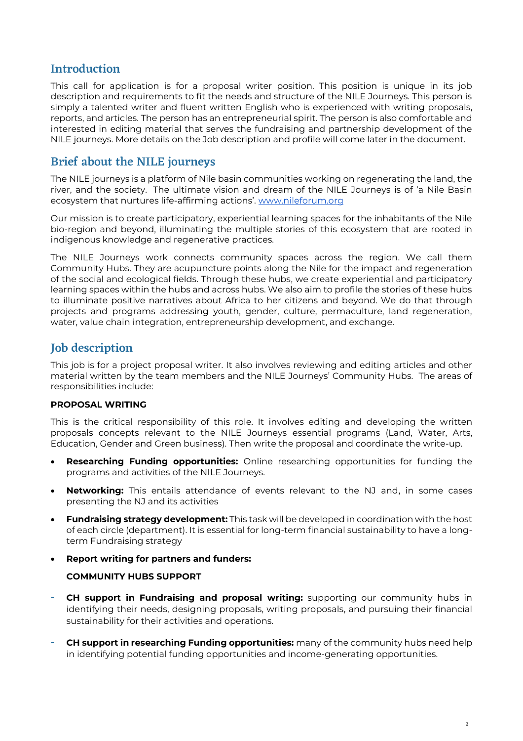## Introduction

This call for application is for a proposal writer position. This position is unique in its job description and requirements to fit the needs and structure of the NILE Journeys. This person is simply a talented writer and fluent written English who is experienced with writing proposals, reports, and articles. The person has an entrepreneurial spirit. The person is also comfortable and interested in editing material that serves the fundraising and partnership development of the NILE journeys. More details on the Job description and profile will come later in the document.

## Brief about the NILE journeys

The NILE journeys is a platform of Nile basin communities working on regenerating the land, the river, and the society. The ultimate vision and dream of the NILE Journeys is of 'a Nile Basin ecosystem that nurtures life-affirming actions'. [www.nileforum.org](http://www.nileforum.org)

Our mission is to create participatory, experiential learning spaces for the inhabitants of the Nile bio-region and beyond, illuminating the multiple stories of this ecosystem that are rooted in indigenous knowledge and regenerative practices.

The NILE Journeys work connects community spaces across the region. We call them Community Hubs. They are acupuncture points along the Nile for the impact and regeneration of the social and ecological fields. Through these hubs, we create experiential and participatory learning spaces within the hubs and across hubs. We also aim to profile the stories of these hubs to illuminate positive narratives about Africa to her citizens and beyond. We do that through projects and programs addressing youth, gender, culture, permaculture, land regeneration, water, value chain integration, entrepreneurship development, and exchange.

## Job description

This job is for a project proposal writer. It also involves reviewing and editing articles and other material written by the team members and the NILE Journeys' Community Hubs. The areas of responsibilities include:

**PROPOSAL WRITING**

This is the critical responsibility of this role. It involves editing and developing the written proposals concepts relevant to the NILE Journeys essential programs (Land, Water, Arts, Education, Gender and Green business). Then write the proposal and coordinate the write-up.

- **Researching Funding opportunities:** Online researching opportunities for funding the programs and activities of the NILE Journeys.
- **Networking:** This entails attendance of events relevant to the NJ and, in some cases presenting the NJ and its activities
- **Fundraising strategy development:** This task will be developed in coordination with the host of each circle (department). It is essential for long-term financial sustainability to have a long-term Fundraising strategy
- **Report writing for partners and funders:**

**COMMUNITY HUBS SUPPORT**

- **CH support in Fundraising and proposal writing:** supporting our community hubs in identifying their needs, designing proposals, writing proposals, and pursuing their financial sustainability for their activities and operations.
- **CH support in researching Funding opportunities:** many of the community hubs need help in identifying potential funding opportunities and income-generating opportunities.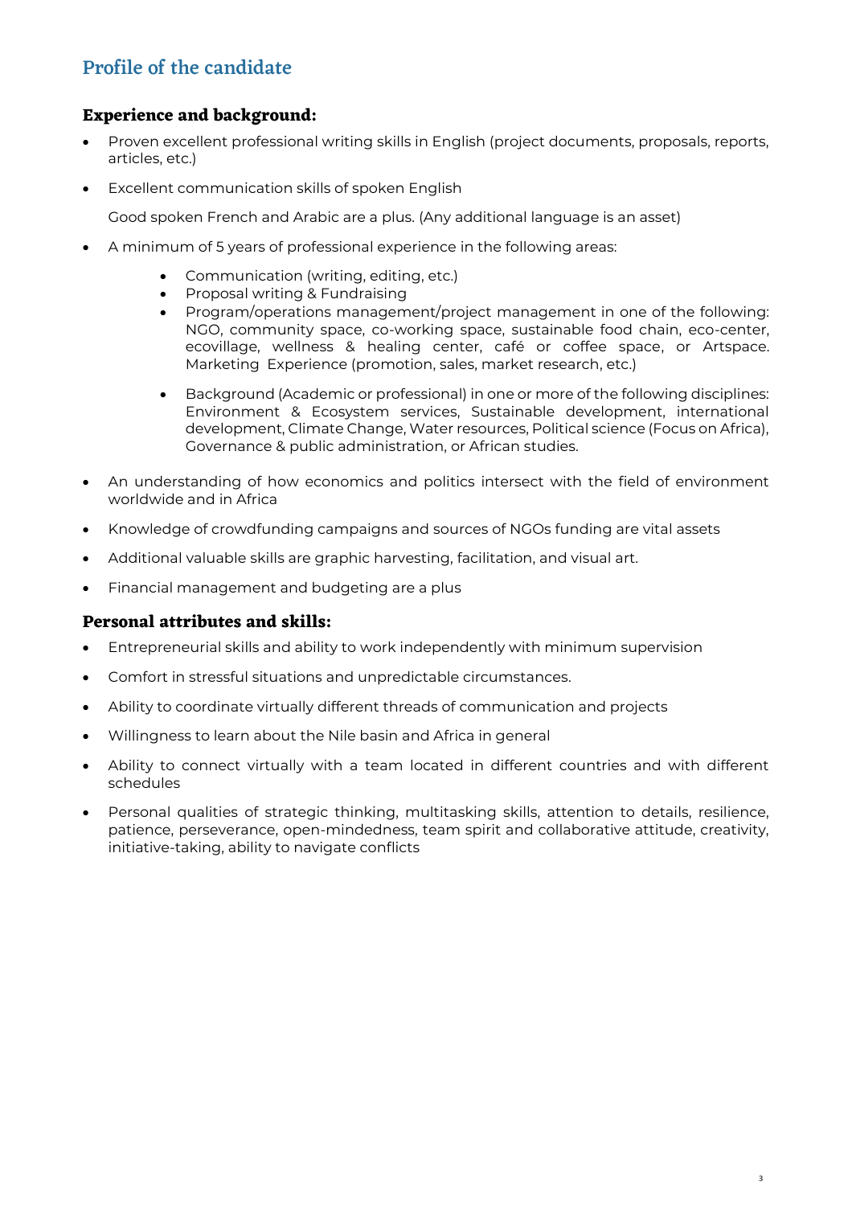## Profile of the candidate

### Experience and background:

- Proven excellent professional writing skills in English (project documents, proposals, reports, articles, etc.)
- Excellent communication skills of spoken English

  Good spoken French and Arabic are a plus. (Any additional language is an asset)
- A minimum of 5 years of professional experience in the following areas:
  - Communication (writing, editing, etc.)
  - Proposal writing & Fundraising
  - Program/operations management/project management in one of the following: NGO, community space, co-working space, sustainable food chain, eco-center, ecovillage, wellness & healing center, café or coffee space, or Artspace. Marketing Experience (promotion, sales, market research, etc.)
  - Background (Academic or professional) in one or more of the following disciplines: Environment & Ecosystem services, Sustainable development, international development, Climate Change, Water resources, Political science (Focus on Africa), Governance & public administration, or African studies.
- An understanding of how economics and politics intersect with the field of environment worldwide and in Africa
- Knowledge of crowdfunding campaigns and sources of NGOs funding are vital assets
- Additional valuable skills are graphic harvesting, facilitation, and visual art.
- Financial management and budgeting are a plus

### Personal attributes and skills:

- Entrepreneurial skills and ability to work independently with minimum supervision
- Comfort in stressful situations and unpredictable circumstances.
- Ability to coordinate virtually different threads of communication and projects
- Willingness to learn about the Nile basin and Africa in general
- Ability to connect virtually with a team located in different countries and with different schedules
- Personal qualities of strategic thinking, multitasking skills, attention to details, resilience, patience, perseverance, open-mindedness, team spirit and collaborative attitude, creativity, initiative-taking, ability to navigate conflicts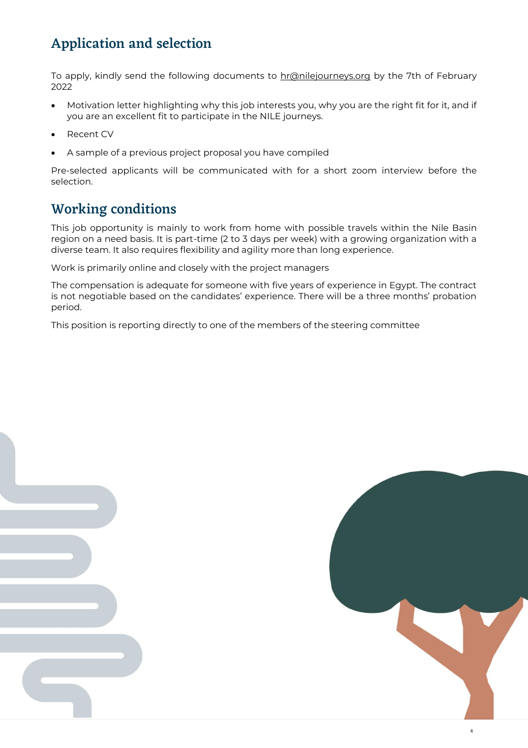## Application and selection

To apply, kindly send the following documents to hr@nilejourneys.org by the 7th of February 2022

- Motivation letter highlighting why this job interests you, why you are the right fit for it, and if you are an excellent fit to participate in the NILE journeys.
- Recent CV
- A sample of a previous project proposal you have compiled

Pre-selected applicants will be communicated with for a short zoom interview before the selection.

## Working conditions

This job opportunity is mainly to work from home with possible travels within the Nile Basin region on a need basis. It is part-time (2 to 3 days per week) with a growing organization with a diverse team. It also requires flexibility and agility more than long experience.

Work is primarily online and closely with the project managers

The compensation is adequate for someone with five years of experience in Egypt. The contract is not negotiable based on the candidates' experience. There will be a three months' probation period.

This position is reporting directly to one of the members of the steering committee